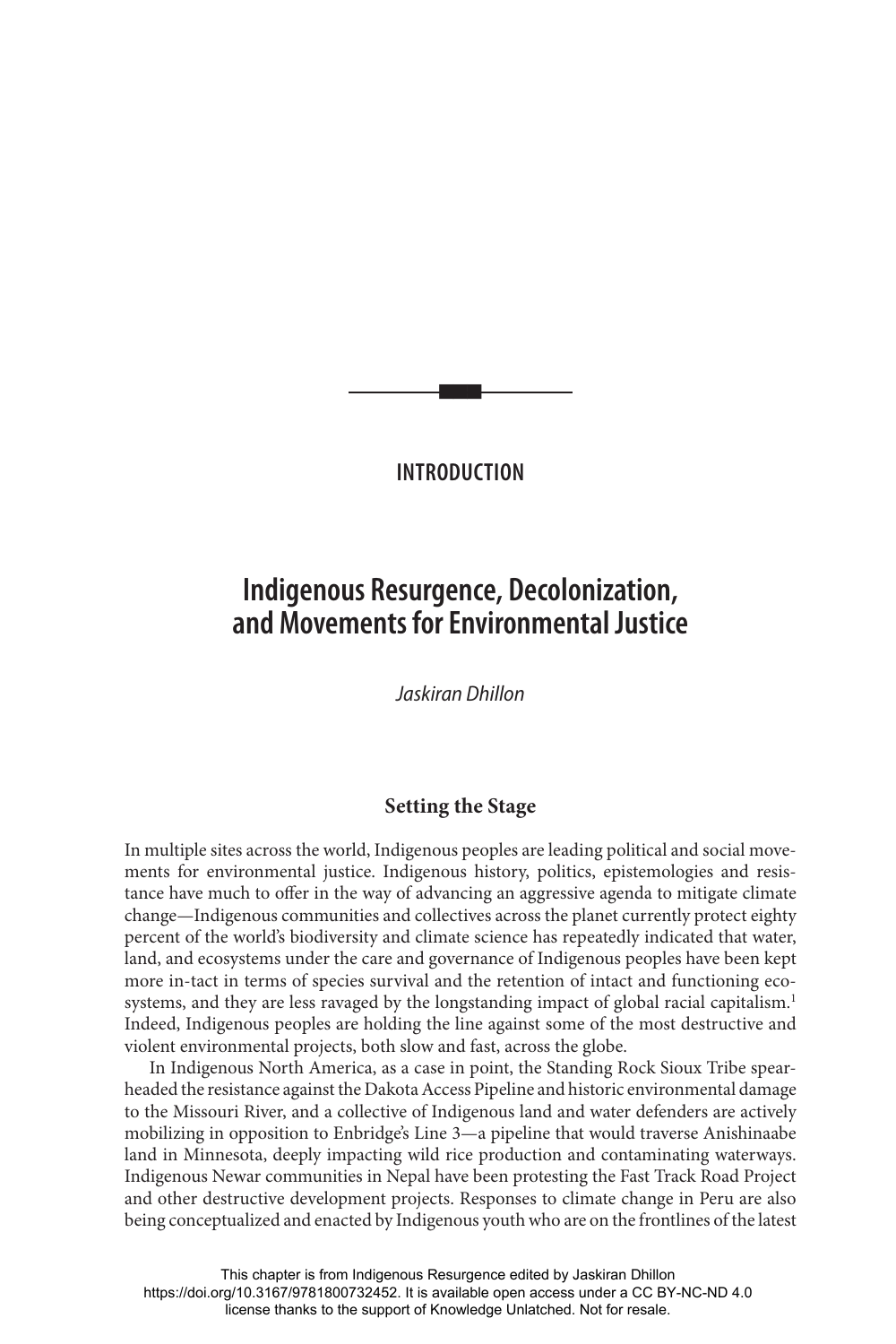# INTRODUCTION

# Indigenous Resurgence, Decolonization, and Movements for Environmental Justice

*Jaskiran Dhillon*

## Setting the Stage

In multiple sites across the world, Indigenous peoples are leading political and social movements for environmental justice. Indigenous history, politics, epistemologies and resistance have much to offer in the way of advancing an aggressive agenda to mitigate climate change—Indigenous communities and collectives across the planet currently protect eighty percent of the world's biodiversity and climate science has repeatedly indicated that water, land, and ecosystems under the care and governance of Indigenous peoples have been kept more in-tact in terms of species survival and the retention of intact and functioning ecosystems, and they are less ravaged by the longstanding impact of global racial capitalism.[1] Indeed, Indigenous peoples are holding the line against some of the most destructive and violent environmental projects, both slow and fast, across the globe.

In Indigenous North America, as a case in point, the Standing Rock Sioux Tribe spearheaded the resistance against the Dakota Access Pipeline and historic environmental damage to the Missouri River, and a collective of Indigenous land and water defenders are actively mobilizing in opposition to Enbridge's Line 3—a pipeline that would traverse Anishinaabe land in Minnesota, deeply impacting wild rice production and contaminating waterways. Indigenous Newar communities in Nepal have been protesting the Fast Track Road Project and other destructive development projects. Responses to climate change in Peru are also being conceptualized and enacted by Indigenous youth who are on the frontlines of the latest

This chapter is from Indigenous Resurgence edited by Jaskiran Dhillon https://doi.org/10.3167/9781800732452. It is available open access under a CC BY-NC-ND 4.0 license thanks to the support of Knowledge Unlatched. Not for resale.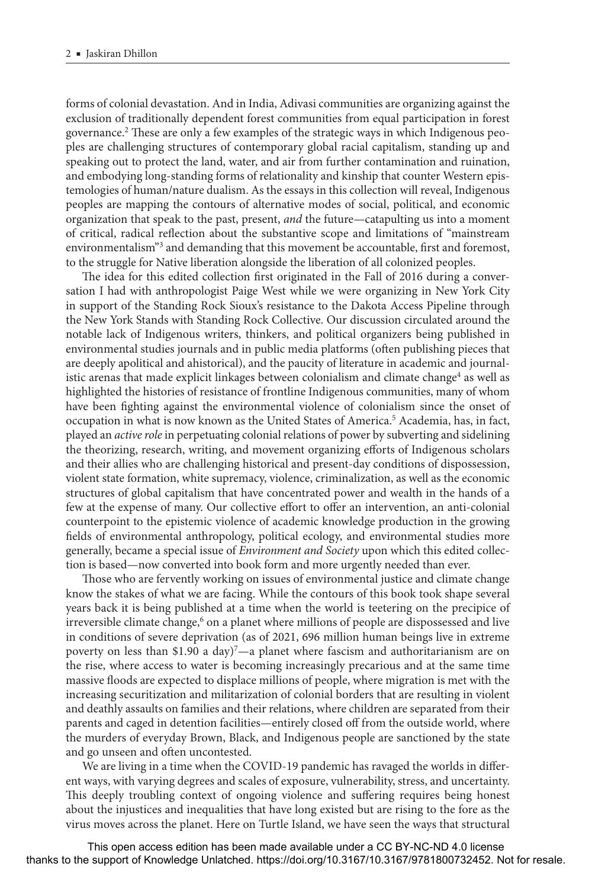forms of colonial devastation. And in India, Adivasi communities are organizing against the exclusion of traditionally dependent forest communities from equal participation in forest governance.[2] These are only a few examples of the strategic ways in which Indigenous peoples are challenging structures of contemporary global racial capitalism, standing up and speaking out to protect the land, water, and air from further contamination and ruination, and embodying long-standing forms of relationality and kinship that counter Western epistemologies of human/nature dualism. As the essays in this collection will reveal, Indigenous peoples are mapping the contours of alternative modes of social, political, and economic organization that speak to the past, present, *and* the future—catapulting us into a moment of critical, radical reflection about the substantive scope and limitations of "mainstream environmentalism"[3] and demanding that this movement be accountable, first and foremost, to the struggle for Native liberation alongside the liberation of all colonized peoples.

The idea for this edited collection first originated in the Fall of 2016 during a conversation I had with anthropologist Paige West while we were organizing in New York City in support of the Standing Rock Sioux's resistance to the Dakota Access Pipeline through the New York Stands with Standing Rock Collective. Our discussion circulated around the notable lack of Indigenous writers, thinkers, and political organizers being published in environmental studies journals and in public media platforms (often publishing pieces that are deeply apolitical and ahistorical), and the paucity of literature in academic and journalistic arenas that made explicit linkages between colonialism and climate change[4] as well as highlighted the histories of resistance of frontline Indigenous communities, many of whom have been fighting against the environmental violence of colonialism since the onset of occupation in what is now known as the United States of America.[5] Academia, has, in fact, played an *active role* in perpetuating colonial relations of power by subverting and sidelining the theorizing, research, writing, and movement organizing efforts of Indigenous scholars and their allies who are challenging historical and present-day conditions of dispossession, violent state formation, white supremacy, violence, criminalization, as well as the economic structures of global capitalism that have concentrated power and wealth in the hands of a few at the expense of many. Our collective effort to offer an intervention, an anti-colonial counterpoint to the epistemic violence of academic knowledge production in the growing fields of environmental anthropology, political ecology, and environmental studies more generally, became a special issue of *Environment and Society* upon which this edited collection is based—now converted into book form and more urgently needed than ever.

Those who are fervently working on issues of environmental justice and climate change know the stakes of what we are facing. While the contours of this book took shape several years back it is being published at a time when the world is teetering on the precipice of irreversible climate change,[6] on a planet where millions of people are dispossessed and live in conditions of severe deprivation (as of 2021, 696 million human beings live in extreme poverty on less than $1.90 a day)[7]—a planet where fascism and authoritarianism are on the rise, where access to water is becoming increasingly precarious and at the same time massive floods are expected to displace millions of people, where migration is met with the increasing securitization and militarization of colonial borders that are resulting in violent and deathly assaults on families and their relations, where children are separated from their parents and caged in detention facilities—entirely closed off from the outside world, where the murders of everyday Brown, Black, and Indigenous people are sanctioned by the state and go unseen and often uncontested.

We are living in a time when the COVID-19 pandemic has ravaged the worlds in different ways, with varying degrees and scales of exposure, vulnerability, stress, and uncertainty. This deeply troubling context of ongoing violence and suffering requires being honest about the injustices and inequalities that have long existed but are rising to the fore as the virus moves across the planet. Here on Turtle Island, we have seen the ways that structural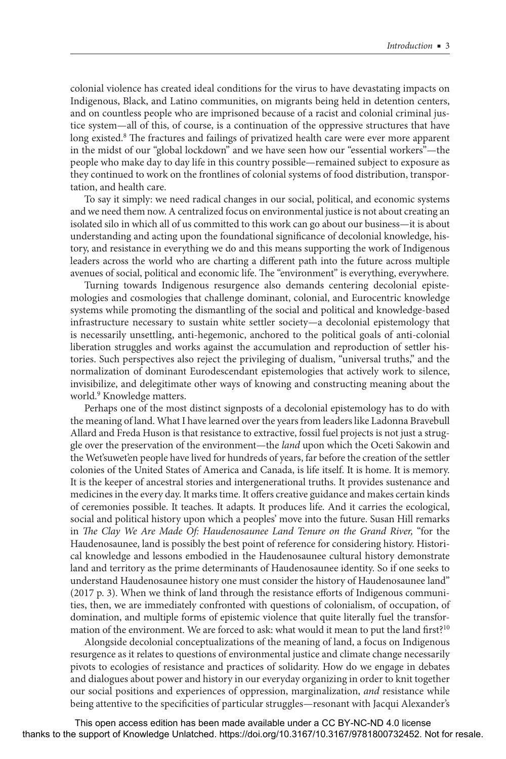colonial violence has created ideal conditions for the virus to have devastating impacts on Indigenous, Black, and Latino communities, on migrants being held in detention centers, and on countless people who are imprisoned because of a racist and colonial criminal justice system—all of this, of course, is a continuation of the oppressive structures that have long existed.[8] The fractures and failings of privatized health care were ever more apparent in the midst of our "global lockdown" and we have seen how our "essential workers"—the people who make day to day life in this country possible—remained subject to exposure as they continued to work on the frontlines of colonial systems of food distribution, transportation, and health care.

To say it simply: we need radical changes in our social, political, and economic systems and we need them now. A centralized focus on environmental justice is not about creating an isolated silo in which all of us committed to this work can go about our business—it is about understanding and acting upon the foundational significance of decolonial knowledge, history, and resistance in everything we do and this means supporting the work of Indigenous leaders across the world who are charting a different path into the future across multiple avenues of social, political and economic life. The "environment" is everything, everywhere.

Turning towards Indigenous resurgence also demands centering decolonial epistemologies and cosmologies that challenge dominant, colonial, and Eurocentric knowledge systems while promoting the dismantling of the social and political and knowledge-based infrastructure necessary to sustain white settler society—a decolonial epistemology that is necessarily unsettling, anti-hegemonic, anchored to the political goals of anti-colonial liberation struggles and works against the accumulation and reproduction of settler histories. Such perspectives also reject the privileging of dualism, "universal truths," and the normalization of dominant Eurodescendant epistemologies that actively work to silence, invisibilize, and delegitimate other ways of knowing and constructing meaning about the world.[9] Knowledge matters.

Perhaps one of the most distinct signposts of a decolonial epistemology has to do with the meaning of land. What I have learned over the years from leaders like Ladonna Bravebull Allard and Freda Huson is that resistance to extractive, fossil fuel projects is not just a struggle over the preservation of the environment—the *land* upon which the Oceti Sakowin and the Wet'suwet'en people have lived for hundreds of years, far before the creation of the settler colonies of the United States of America and Canada, is life itself. It is home. It is memory. It is the keeper of ancestral stories and intergenerational truths. It provides sustenance and medicines in the every day. It marks time. It offers creative guidance and makes certain kinds of ceremonies possible. It teaches. It adapts. It produces life. And it carries the ecological, social and political history upon which a peoples' move into the future. Susan Hill remarks in *The Clay We Are Made Of: Haudenosaunee Land Tenure on the Grand River,* "for the Haudenosaunee, land is possibly the best point of reference for considering history. Historical knowledge and lessons embodied in the Haudenosaunee cultural history demonstrate land and territory as the prime determinants of Haudenosaunee identity. So if one seeks to understand Haudenosaunee history one must consider the history of Haudenosaunee land" (2017 p. 3). When we think of land through the resistance efforts of Indigenous communities, then, we are immediately confronted with questions of colonialism, of occupation, of domination, and multiple forms of epistemic violence that quite literally fuel the transformation of the environment. We are forced to ask: what would it mean to put the land first?[10]

Alongside decolonial conceptualizations of the meaning of land, a focus on Indigenous resurgence as it relates to questions of environmental justice and climate change necessarily pivots to ecologies of resistance and practices of solidarity. How do we engage in debates and dialogues about power and history in our everyday organizing in order to knit together our social positions and experiences of oppression, marginalization, *and* resistance while being attentive to the specificities of particular struggles—resonant with Jacqui Alexander's

This open access edition has been made available under a CC BY-NC-ND 4.0 license thanks to the support of Knowledge Unlatched. https://doi.org/10.3167/10.3167/9781800732452. Not for resale.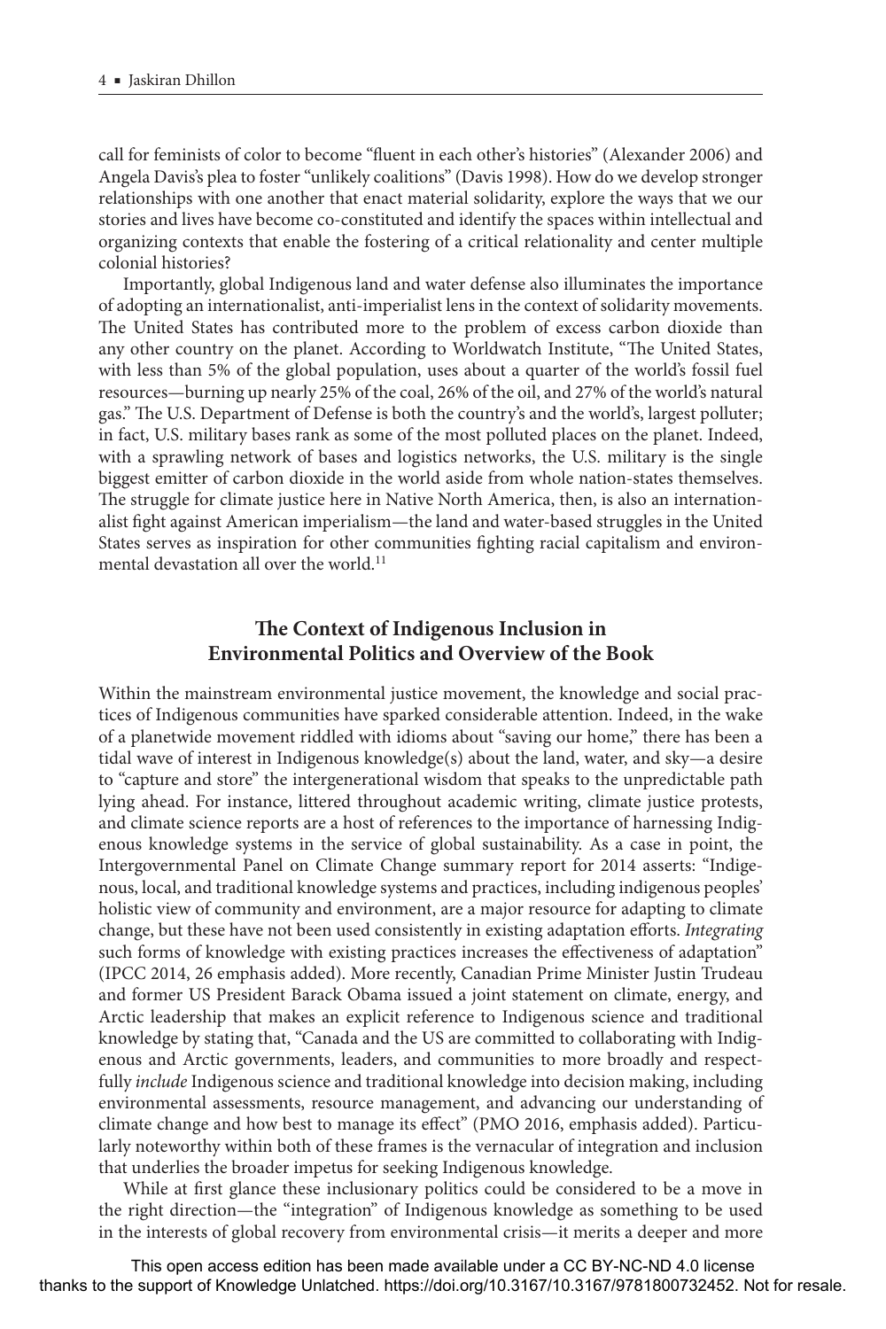call for feminists of color to become "fluent in each other's histories" (Alexander 2006) and Angela Davis's plea to foster "unlikely coalitions" (Davis 1998). How do we develop stronger relationships with one another that enact material solidarity, explore the ways that we our stories and lives have become co-constituted and identify the spaces within intellectual and organizing contexts that enable the fostering of a critical relationality and center multiple colonial histories?

Importantly, global Indigenous land and water defense also illuminates the importance of adopting an internationalist, anti-imperialist lens in the context of solidarity movements. The United States has contributed more to the problem of excess carbon dioxide than any other country on the planet. According to Worldwatch Institute, "The United States, with less than 5% of the global population, uses about a quarter of the world's fossil fuel resources—burning up nearly 25% of the coal, 26% of the oil, and 27% of the world's natural gas." The U.S. Department of Defense is both the country's and the world's, largest polluter; in fact, U.S. military bases rank as some of the most polluted places on the planet. Indeed, with a sprawling network of bases and logistics networks, the U.S. military is the single biggest emitter of carbon dioxide in the world aside from whole nation-states themselves. The struggle for climate justice here in Native North America, then, is also an internationalist fight against American imperialism—the land and water-based struggles in the United States serves as inspiration for other communities fighting racial capitalism and environmental devastation all over the world.[11]

## The Context of Indigenous Inclusion in Environmental Politics and Overview of the Book

Within the mainstream environmental justice movement, the knowledge and social practices of Indigenous communities have sparked considerable attention. Indeed, in the wake of a planetwide movement riddled with idioms about "saving our home," there has been a tidal wave of interest in Indigenous knowledge(s) about the land, water, and sky—a desire to "capture and store" the intergenerational wisdom that speaks to the unpredictable path lying ahead. For instance, littered throughout academic writing, climate justice protests, and climate science reports are a host of references to the importance of harnessing Indigenous knowledge systems in the service of global sustainability. As a case in point, the Intergovernmental Panel on Climate Change summary report for 2014 asserts: "Indigenous, local, and traditional knowledge systems and practices, including indigenous peoples' holistic view of community and environment, are a major resource for adapting to climate change, but these have not been used consistently in existing adaptation efforts. *Integrating* such forms of knowledge with existing practices increases the effectiveness of adaptation" (IPCC 2014, 26 emphasis added). More recently, Canadian Prime Minister Justin Trudeau and former US President Barack Obama issued a joint statement on climate, energy, and Arctic leadership that makes an explicit reference to Indigenous science and traditional knowledge by stating that, "Canada and the US are committed to collaborating with Indigenous and Arctic governments, leaders, and communities to more broadly and respectfully *include* Indigenous science and traditional knowledge into decision making, including environmental assessments, resource management, and advancing our understanding of climate change and how best to manage its effect" (PMO 2016, emphasis added). Particularly noteworthy within both of these frames is the vernacular of integration and inclusion that underlies the broader impetus for seeking Indigenous knowledge.

While at first glance these inclusionary politics could be considered to be a move in the right direction—the "integration" of Indigenous knowledge as something to be used in the interests of global recovery from environmental crisis—it merits a deeper and more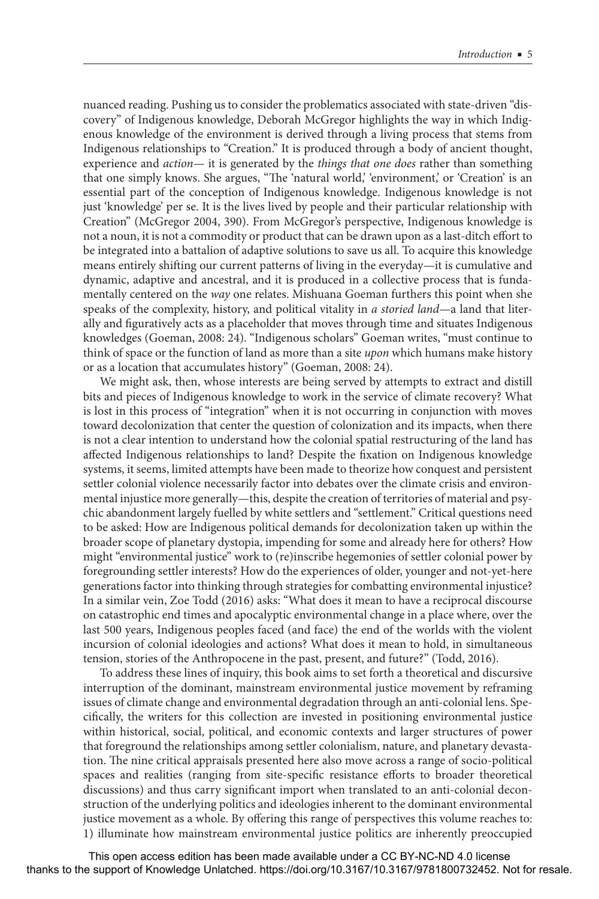nuanced reading. Pushing us to consider the problematics associated with state-driven "discovery" of Indigenous knowledge, Deborah McGregor highlights the way in which Indigenous knowledge of the environment is derived through a living process that stems from Indigenous relationships to "Creation." It is produced through a body of ancient thought, experience and *action*— it is generated by the *things that one does* rather than something that one simply knows. She argues, "The 'natural world,' 'environment,' or 'Creation' is an essential part of the conception of Indigenous knowledge. Indigenous knowledge is not just 'knowledge' per se. It is the lives lived by people and their particular relationship with Creation" (McGregor 2004, 390). From McGregor's perspective, Indigenous knowledge is not a noun, it is not a commodity or product that can be drawn upon as a last-ditch effort to be integrated into a battalion of adaptive solutions to save us all. To acquire this knowledge means entirely shifting our current patterns of living in the everyday—it is cumulative and dynamic, adaptive and ancestral, and it is produced in a collective process that is fundamentally centered on the *way* one relates. Mishuana Goeman furthers this point when she speaks of the complexity, history, and political vitality in *a storied land*—a land that literally and figuratively acts as a placeholder that moves through time and situates Indigenous knowledges (Goeman, 2008: 24). "Indigenous scholars" Goeman writes, "must continue to think of space or the function of land as more than a site *upon* which humans make history or as a location that accumulates history" (Goeman, 2008: 24).

We might ask, then, whose interests are being served by attempts to extract and distill bits and pieces of Indigenous knowledge to work in the service of climate recovery? What is lost in this process of "integration" when it is not occurring in conjunction with moves toward decolonization that center the question of colonization and its impacts, when there is not a clear intention to understand how the colonial spatial restructuring of the land has affected Indigenous relationships to land? Despite the fixation on Indigenous knowledge systems, it seems, limited attempts have been made to theorize how conquest and persistent settler colonial violence necessarily factor into debates over the climate crisis and environmental injustice more generally—this, despite the creation of territories of material and psychic abandonment largely fuelled by white settlers and "settlement." Critical questions need to be asked: How are Indigenous political demands for decolonization taken up within the broader scope of planetary dystopia, impending for some and already here for others? How might "environmental justice" work to (re)inscribe hegemonies of settler colonial power by foregrounding settler interests? How do the experiences of older, younger and not-yet-here generations factor into thinking through strategies for combatting environmental injustice? In a similar vein, Zoe Todd (2016) asks: "What does it mean to have a reciprocal discourse on catastrophic end times and apocalyptic environmental change in a place where, over the last 500 years, Indigenous peoples faced (and face) the end of the worlds with the violent incursion of colonial ideologies and actions? What does it mean to hold, in simultaneous tension, stories of the Anthropocene in the past, present, and future?" (Todd, 2016).

To address these lines of inquiry, this book aims to set forth a theoretical and discursive interruption of the dominant, mainstream environmental justice movement by reframing issues of climate change and environmental degradation through an anti-colonial lens. Specifically, the writers for this collection are invested in positioning environmental justice within historical, social, political, and economic contexts and larger structures of power that foreground the relationships among settler colonialism, nature, and planetary devastation. The nine critical appraisals presented here also move across a range of socio-political spaces and realities (ranging from site-specific resistance efforts to broader theoretical discussions) and thus carry significant import when translated to an anti-colonial deconstruction of the underlying politics and ideologies inherent to the dominant environmental justice movement as a whole. By offering this range of perspectives this volume reaches to: 1) illuminate how mainstream environmental justice politics are inherently preoccupied

This open access edition has been made available under a CC BY-NC-ND 4.0 license thanks to the support of Knowledge Unlatched. https://doi.org/10.3167/10.3167/9781800732452. Not for resale.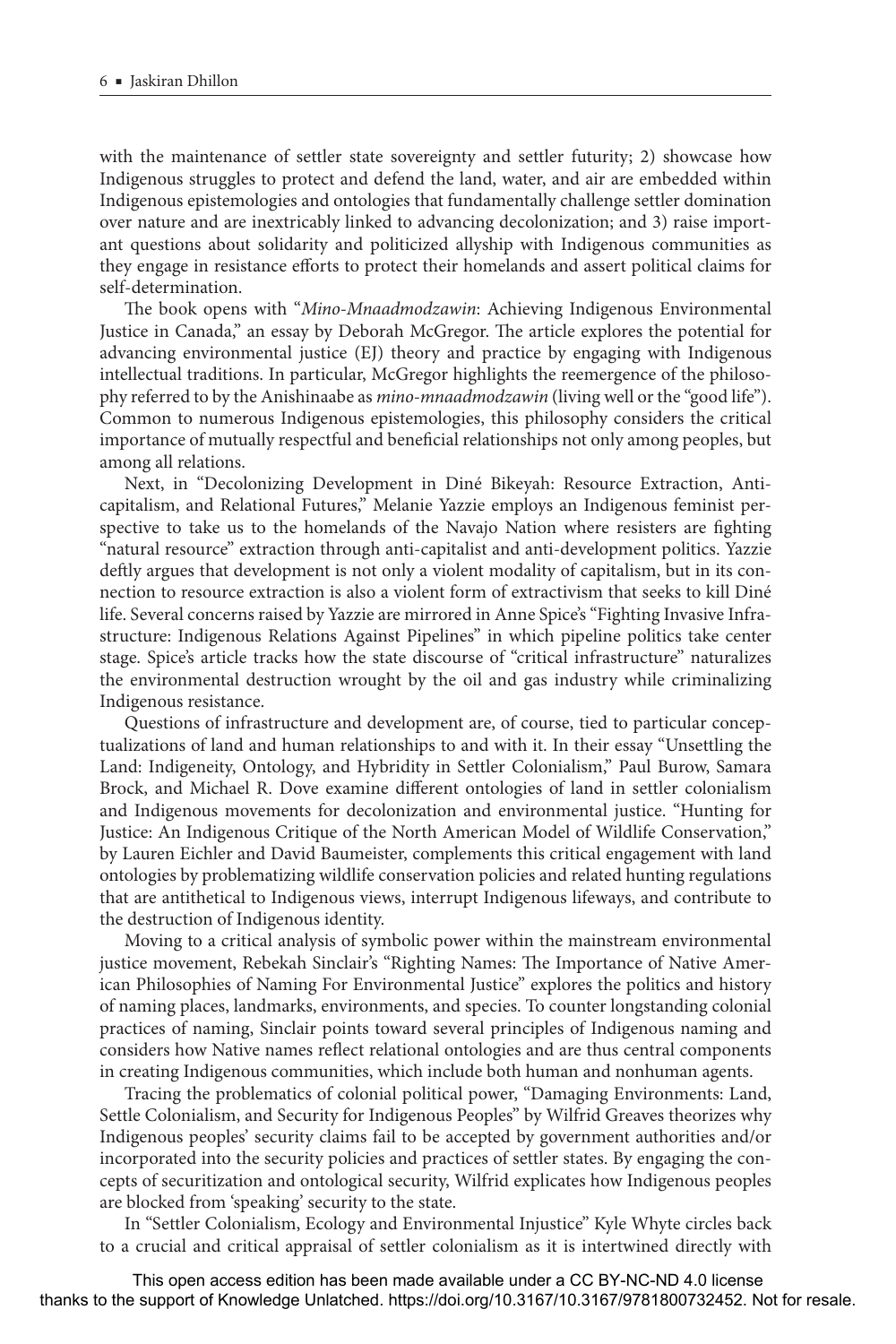with the maintenance of settler state sovereignty and settler futurity; 2) showcase how Indigenous struggles to protect and defend the land, water, and air are embedded within Indigenous epistemologies and ontologies that fundamentally challenge settler domination over nature and are inextricably linked to advancing decolonization; and 3) raise important questions about solidarity and politicized allyship with Indigenous communities as they engage in resistance efforts to protect their homelands and assert political claims for self-determination.

The book opens with "*Mino-Mnaadmodzawin*: Achieving Indigenous Environmental Justice in Canada," an essay by Deborah McGregor. The article explores the potential for advancing environmental justice (EJ) theory and practice by engaging with Indigenous intellectual traditions. In particular, McGregor highlights the reemergence of the philosophy referred to by the Anishinaabe as *mino-mnaadmodzawin* (living well or the "good life"). Common to numerous Indigenous epistemologies, this philosophy considers the critical importance of mutually respectful and beneficial relationships not only among peoples, but among all relations.

Next, in "Decolonizing Development in Diné Bikeyah: Resource Extraction, Anticapitalism, and Relational Futures," Melanie Yazzie employs an Indigenous feminist perspective to take us to the homelands of the Navajo Nation where resisters are fighting "natural resource" extraction through anti-capitalist and anti-development politics. Yazzie deftly argues that development is not only a violent modality of capitalism, but in its connection to resource extraction is also a violent form of extractivism that seeks to kill Diné life. Several concerns raised by Yazzie are mirrored in Anne Spice's "Fighting Invasive Infrastructure: Indigenous Relations Against Pipelines" in which pipeline politics take center stage. Spice's article tracks how the state discourse of "critical infrastructure" naturalizes the environmental destruction wrought by the oil and gas industry while criminalizing Indigenous resistance.

Questions of infrastructure and development are, of course, tied to particular conceptualizations of land and human relationships to and with it. In their essay "Unsettling the Land: Indigeneity, Ontology, and Hybridity in Settler Colonialism," Paul Burow, Samara Brock, and Michael R. Dove examine different ontologies of land in settler colonialism and Indigenous movements for decolonization and environmental justice. "Hunting for Justice: An Indigenous Critique of the North American Model of Wildlife Conservation," by Lauren Eichler and David Baumeister, complements this critical engagement with land ontologies by problematizing wildlife conservation policies and related hunting regulations that are antithetical to Indigenous views, interrupt Indigenous lifeways, and contribute to the destruction of Indigenous identity.

Moving to a critical analysis of symbolic power within the mainstream environmental justice movement, Rebekah Sinclair's "Righting Names: The Importance of Native American Philosophies of Naming For Environmental Justice" explores the politics and history of naming places, landmarks, environments, and species. To counter longstanding colonial practices of naming, Sinclair points toward several principles of Indigenous naming and considers how Native names reflect relational ontologies and are thus central components in creating Indigenous communities, which include both human and nonhuman agents.

Tracing the problematics of colonial political power, "Damaging Environments: Land, Settle Colonialism, and Security for Indigenous Peoples" by Wilfrid Greaves theorizes why Indigenous peoples' security claims fail to be accepted by government authorities and/or incorporated into the security policies and practices of settler states. By engaging the concepts of securitization and ontological security, Wilfrid explicates how Indigenous peoples are blocked from 'speaking' security to the state.

In "Settler Colonialism, Ecology and Environmental Injustice" Kyle Whyte circles back to a crucial and critical appraisal of settler colonialism as it is intertwined directly with

This open access edition has been made available under a CC BY-NC-ND 4.0 license thanks to the support of Knowledge Unlatched. https://doi.org/10.3167/10.3167/9781800732452. Not for resale.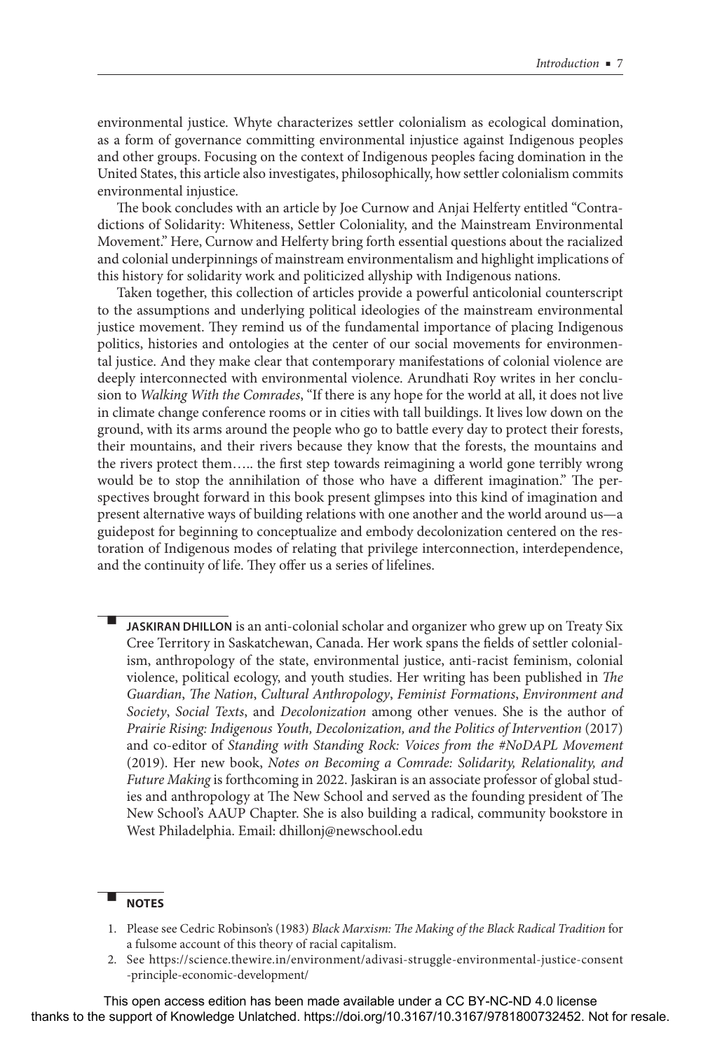environmental justice. Whyte characterizes settler colonialism as ecological domination, as a form of governance committing environmental injustice against Indigenous peoples and other groups. Focusing on the context of Indigenous peoples facing domination in the United States, this article also investigates, philosophically, how settler colonialism commits environmental injustice.

The book concludes with an article by Joe Curnow and Anjai Helferty entitled "Contradictions of Solidarity: Whiteness, Settler Coloniality, and the Mainstream Environmental Movement." Here, Curnow and Helferty bring forth essential questions about the racialized and colonial underpinnings of mainstream environmentalism and highlight implications of this history for solidarity work and politicized allyship with Indigenous nations.

Taken together, this collection of articles provide a powerful anticolonial counterscript to the assumptions and underlying political ideologies of the mainstream environmental justice movement. They remind us of the fundamental importance of placing Indigenous politics, histories and ontologies at the center of our social movements for environmental justice. And they make clear that contemporary manifestations of colonial violence are deeply interconnected with environmental violence. Arundhati Roy writes in her conclusion to *Walking With the Comrades*, "If there is any hope for the world at all, it does not live in climate change conference rooms or in cities with tall buildings. It lives low down on the ground, with its arms around the people who go to battle every day to protect their forests, their mountains, and their rivers because they know that the forests, the mountains and the rivers protect them….. the first step towards reimagining a world gone terribly wrong would be to stop the annihilation of those who have a different imagination." The perspectives brought forward in this book present glimpses into this kind of imagination and present alternative ways of building relations with one another and the world around us—a guidepost for beginning to conceptualize and embody decolonization centered on the restoration of Indigenous modes of relating that privilege interconnection, interdependence, and the continuity of life. They offer us a series of lifelines.

**JASKIRAN DHILLON** is an anti-colonial scholar and organizer who grew up on Treaty Six Cree Territory in Saskatchewan, Canada. Her work spans the fields of settler colonialism, anthropology of the state, environmental justice, anti-racist feminism, colonial violence, political ecology, and youth studies. Her writing has been published in *The Guardian*, *The Nation*, *Cultural Anthropology*, *Feminist Formations*, *Environment and Society*, *Social Texts*, and *Decolonization* among other venues. She is the author of *Prairie Rising: Indigenous Youth, Decolonization, and the Politics of Intervention* (2017) and co-editor of *Standing with Standing Rock: Voices from the #NoDAPL Movement* (2019). Her new book, *Notes on Becoming a Comrade: Solidarity, Relationality, and Future Making* is forthcoming in 2022. Jaskiran is an associate professor of global studies and anthropology at The New School and served as the founding president of The New School's AAUP Chapter. She is also building a radical, community bookstore in West Philadelphia. Email: dhillonj@newschool.edu

## NOTES

1. Please see Cedric Robinson's (1983) *Black Marxism: The Making of the Black Radical Tradition* for a fulsome account of this theory of racial capitalism.
2. See https://science.thewire.in/environment/adivasi-struggle-environmental-justice-consent-principle-economic-development/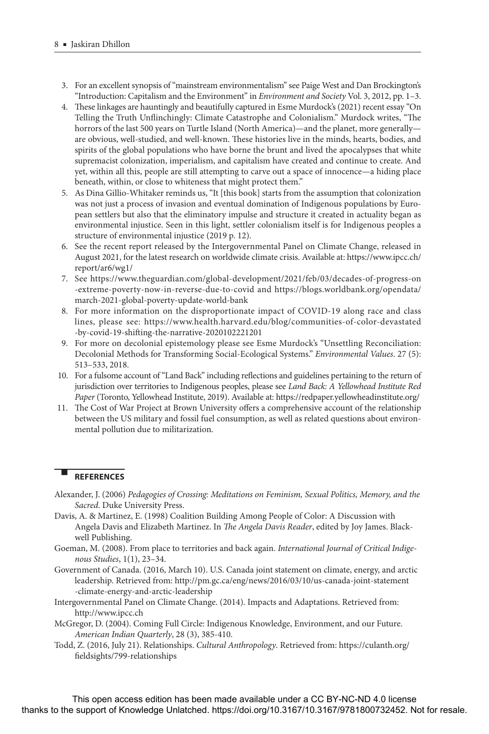3. For an excellent synopsis of "mainstream environmentalism" see Paige West and Dan Brockington's "Introduction: Capitalism and the Environment" in *Environment and Society* Vol. 3, 2012, pp. 1–3.
4. These linkages are hauntingly and beautifully captured in Esme Murdock's (2021) recent essay "On Telling the Truth Unflinchingly: Climate Catastrophe and Colonialism." Murdock writes, "The horrors of the last 500 years on Turtle Island (North America)—and the planet, more generally—are obvious, well-studied, and well-known. These histories live in the minds, hearts, bodies, and spirits of the global populations who have borne the brunt and lived the apocalypses that white supremacist colonization, imperialism, and capitalism have created and continue to create. And yet, within all this, people are still attempting to carve out a space of innocence—a hiding place beneath, within, or close to whiteness that might protect them."
5. As Dina Gillio-Whitaker reminds us, "It [this book] starts from the assumption that colonization was not just a process of invasion and eventual domination of Indigenous populations by European settlers but also that the eliminatory impulse and structure it created in actuality began as environmental injustice. Seen in this light, settler colonialism itself is for Indigenous peoples a structure of environmental injustice (2019 p. 12).
6. See the recent report released by the Intergovernmental Panel on Climate Change, released in August 2021, for the latest research on worldwide climate crisis. Available at: https://www.ipcc.ch/report/ar6/wg1/
7. See https://www.theguardian.com/global-development/2021/feb/03/decades-of-progress-on-extreme-poverty-now-in-reverse-due-to-covid and https://blogs.worldbank.org/opendata/march-2021-global-poverty-update-world-bank
8. For more information on the disproportionate impact of COVID-19 along race and class lines, please see: https://www.health.harvard.edu/blog/communities-of-color-devastated-by-covid-19-shifting-the-narrative-2020102221201
9. For more on decolonial epistemology please see Esme Murdock's "Unsettling Reconciliation: Decolonial Methods for Transforming Social-Ecological Systems." *Environmental Values*. 27 (5): 513–533, 2018.
10. For a fulsome account of "Land Back" including reflections and guidelines pertaining to the return of jurisdiction over territories to Indigenous peoples, please see *Land Back: A Yellowhead Institute Red Paper* (Toronto, Yellowhead Institute, 2019). Available at: https://redpaper.yellowheadinstitute.org/
11. The Cost of War Project at Brown University offers a comprehensive account of the relationship between the US military and fossil fuel consumption, as well as related questions about environmental pollution due to militarization.

## REFERENCES

Alexander, J. (2006) *Pedagogies of Crossing: Meditations on Feminism, Sexual Politics, Memory, and the Sacred*. Duke University Press.

Davis, A. & Martinez, E. (1998) Coalition Building Among People of Color: A Discussion with Angela Davis and Elizabeth Martinez. In *The Angela Davis Reader*, edited by Joy James. Blackwell Publishing.

Goeman, M. (2008). From place to territories and back again. *International Journal of Critical Indigenous Studies*, 1(1), 23–34.

Government of Canada. (2016, March 10). U.S. Canada joint statement on climate, energy, and arctic leadership. Retrieved from: http://pm.gc.ca/eng/news/2016/03/10/us-canada-joint-statement-climate-energy-and-arctic-leadership

Intergovernmental Panel on Climate Change. (2014). Impacts and Adaptations. Retrieved from: http://www.ipcc.ch

McGregor, D. (2004). Coming Full Circle: Indigenous Knowledge, Environment, and our Future. *American Indian Quarterly*, 28 (3), 385-410.

Todd, Z. (2016, July 21). Relationships. *Cultural Anthropology*. Retrieved from: https://culanth.org/fieldsights/799-relationships

This open access edition has been made available under a CC BY-NC-ND 4.0 license thanks to the support of Knowledge Unlatched. https://doi.org/10.3167/10.3167/9781800732452. Not for resale.